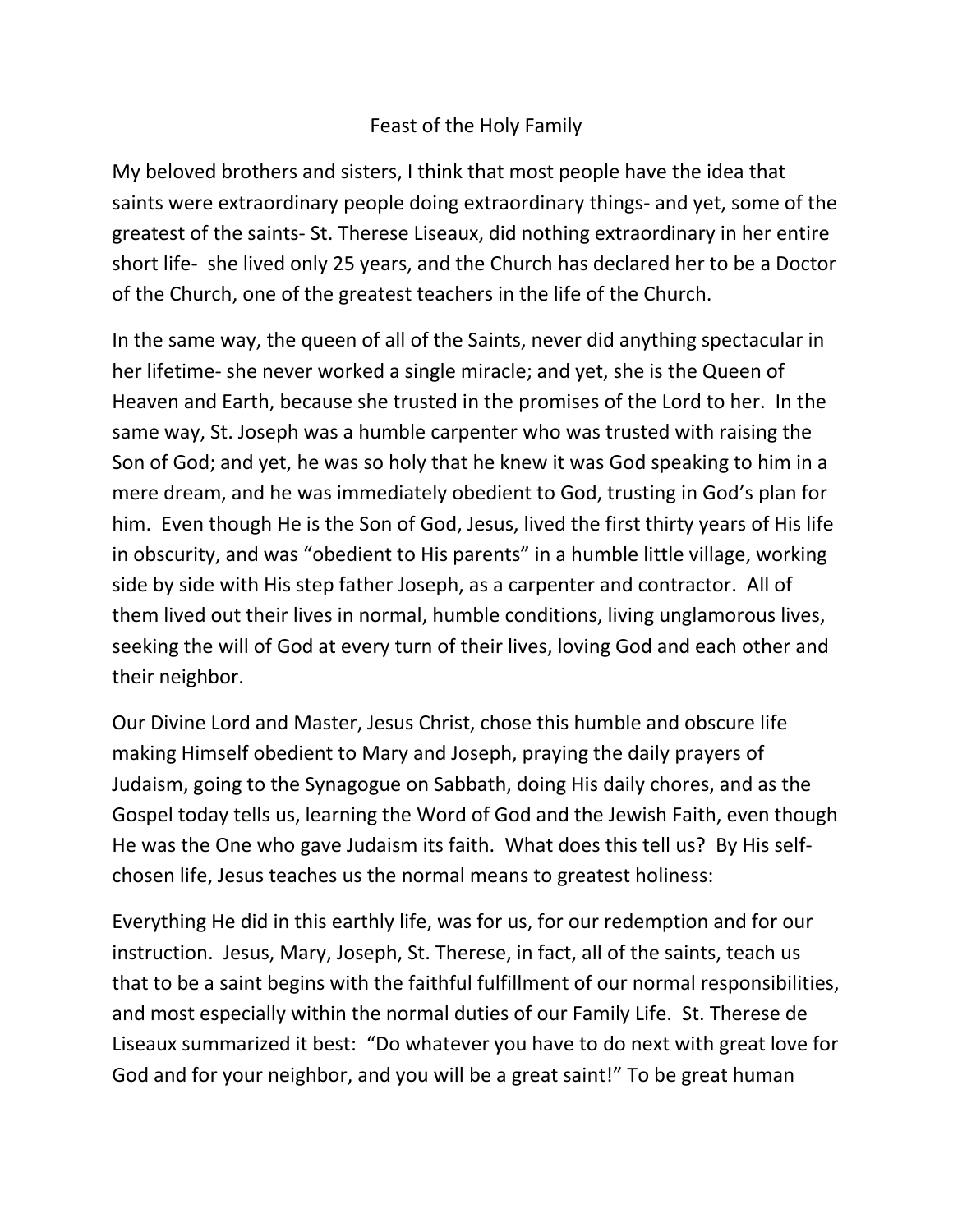# Feast of the Holy Family

My beloved brothers and sisters, I think that most people have the idea that saints were extraordinary people doing extraordinary things- and yet, some of the greatest of the saints- St. Therese Liseaux, did nothing extraordinary in her entire short life- she lived only 25 years, and the Church has declared her to be a Doctor of the Church, one of the greatest teachers in the life of the Church.

In the same way, the queen of all of the Saints, never did anything spectacular in her lifetime- she never worked a single miracle; and yet, she is the Queen of Heaven and Earth, because she trusted in the promises of the Lord to her. In the same way, St. Joseph was a humble carpenter who was trusted with raising the Son of God; and yet, he was so holy that he knew it was God speaking to him in a mere dream, and he was immediately obedient to God, trusting in God's plan for him. Even though He is the Son of God, Jesus, lived the first thirty years of His life in obscurity, and was "obedient to His parents" in a humble little village, working side by side with His step father Joseph, as a carpenter and contractor. All of them lived out their lives in normal, humble conditions, living unglamorous lives, seeking the will of God at every turn of their lives, loving God and each other and their neighbor.

Our Divine Lord and Master, Jesus Christ, chose this humble and obscure life making Himself obedient to Mary and Joseph, praying the daily prayers of Judaism, going to the Synagogue on Sabbath, doing His daily chores, and as the Gospel today tells us, learning the Word of God and the Jewish Faith, even though He was the One who gave Judaism its faith. What does this tell us? By His self-chosen life, Jesus teaches us the normal means to greatest holiness:

Everything He did in this earthly life, was for us, for our redemption and for our instruction. Jesus, Mary, Joseph, St. Therese, in fact, all of the saints, teach us that to be a saint begins with the faithful fulfillment of our normal responsibilities, and most especially within the normal duties of our Family Life. St. Therese de Liseaux summarized it best: "Do whatever you have to do next with great love for God and for your neighbor, and you will be a great saint!" To be great human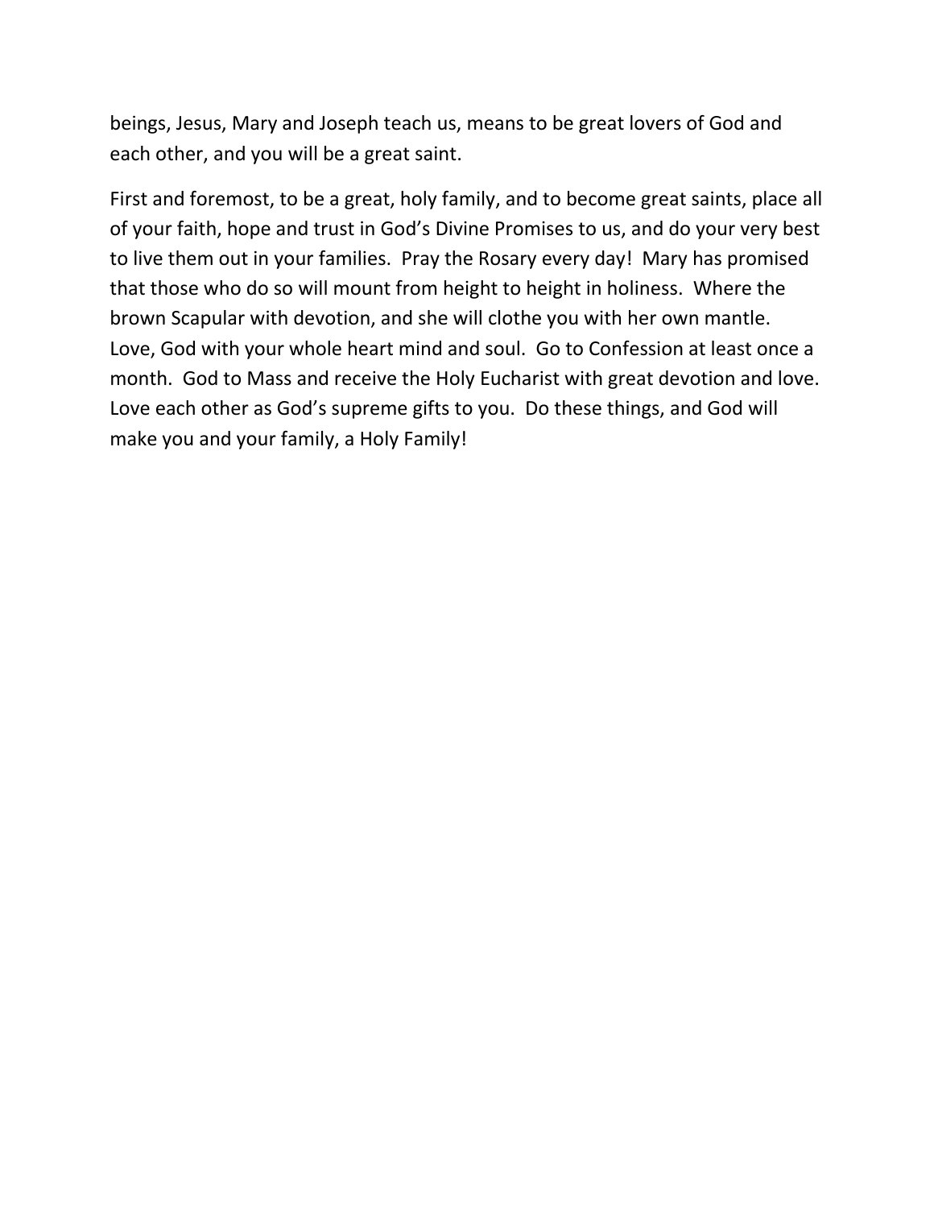beings, Jesus, Mary and Joseph teach us, means to be great lovers of God and each other, and you will be a great saint.

First and foremost, to be a great, holy family, and to become great saints, place all of your faith, hope and trust in God's Divine Promises to us, and do your very best to live them out in your families.  Pray the Rosary every day!  Mary has promised that those who do so will mount from height to height in holiness.  Where the brown Scapular with devotion, and she will clothe you with her own mantle.  Love, God with your whole heart mind and soul.  Go to Confession at least once a month.  God to Mass and receive the Holy Eucharist with great devotion and love.  Love each other as God's supreme gifts to you.  Do these things, and God will make you and your family, a Holy Family!